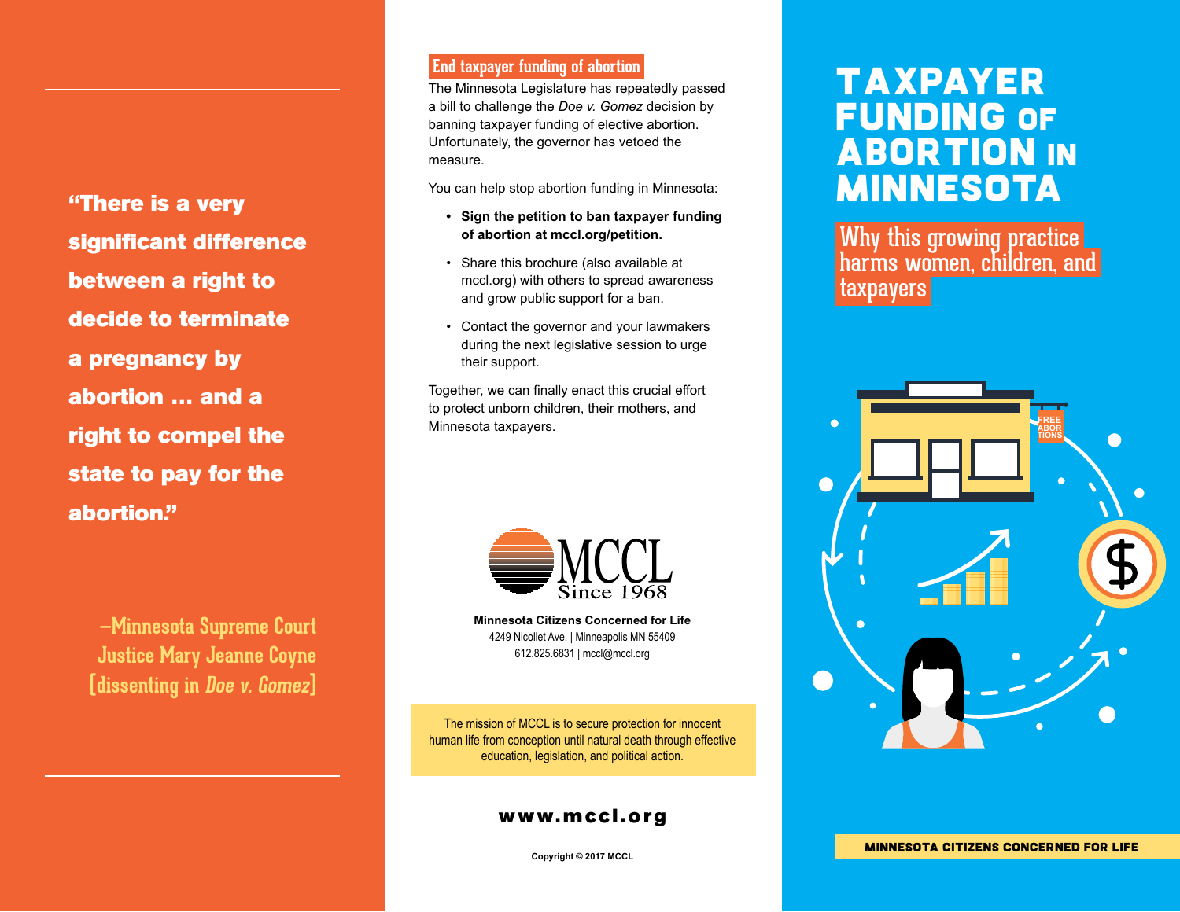> **"There is a very significant difference between a right to decide to terminate a pregnancy by abortion ... and a right to compel the state to pay for the abortion."**
>
> –Minnesota Supreme Court Justice Mary Jeanne Coyne [dissenting in *Doe v. Gomez*]

## End taxpayer funding of abortion

The Minnesota Legislature has repeatedly passed a bill to challenge the *Doe v. Gomez* decision by banning taxpayer funding of elective abortion. Unfortunately, the governor has vetoed the measure.

You can help stop abortion funding in Minnesota:

- **Sign the petition to ban taxpayer funding of abortion at mccl.org/petition.**
- Share this brochure (also available at mccl.org) with others to spread awareness and grow public support for a ban.
- Contact the governor and your lawmakers during the next legislative session to urge their support.

Together, we can finally enact this crucial effort to protect unborn children, their mothers, and Minnesota taxpayers.

MCCL
Since 1968

**Minnesota Citizens Concerned for Life**
4249 Nicollet Ave. | Minneapolis MN 55409
612.825.6831 | mccl@mccl.org

The mission of MCCL is to secure protection for innocent human life from conception until natural death through effective education, legislation, and political action.

**www.mccl.org**

Copyright © 2017 MCCL

# TAXPAYER FUNDING OF ABORTION IN MINNESOTA

## Why this growing practice harms women, children, and taxpayers

FREE ABORTIONS

**MINNESOTA CITIZENS CONCERNED FOR LIFE**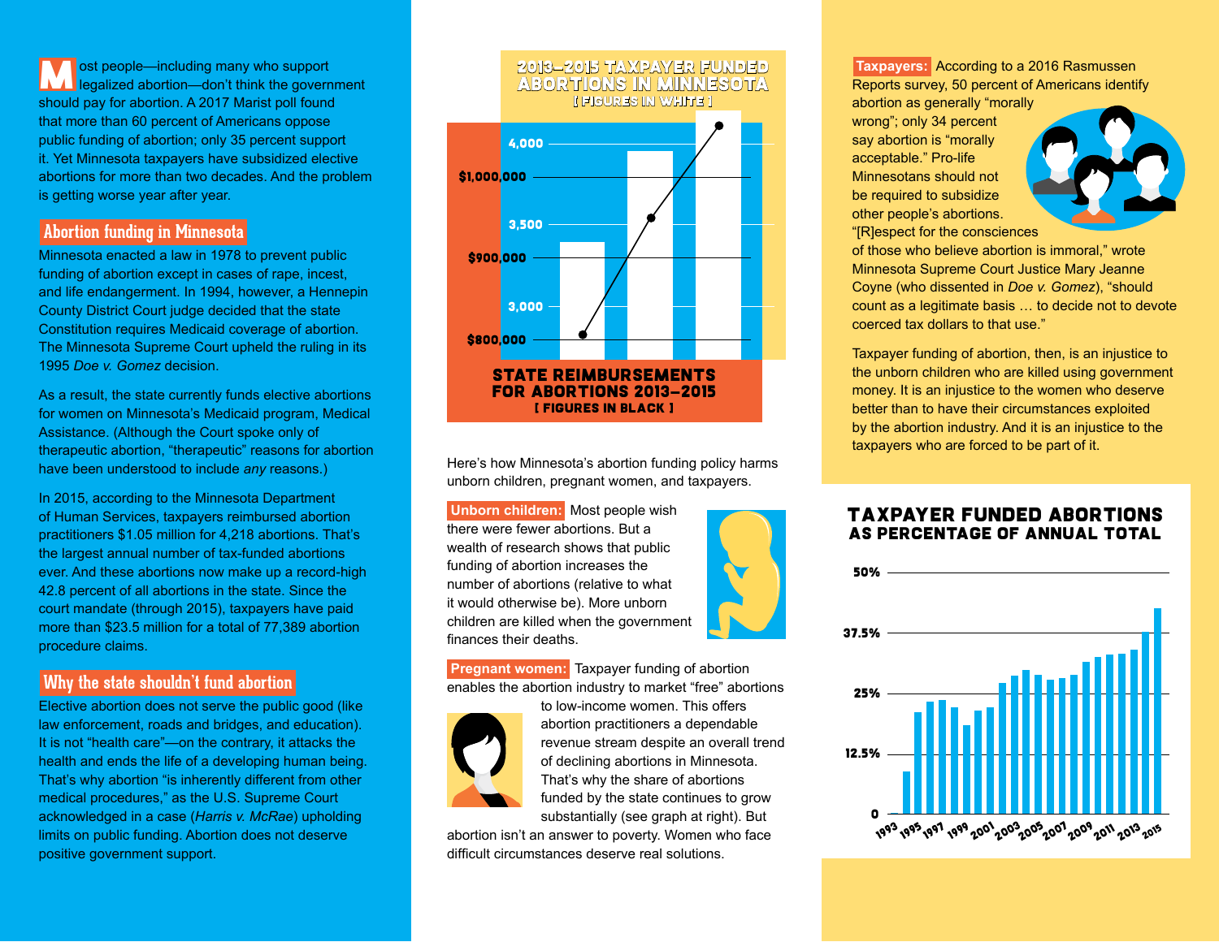Most people—including many who support legalized abortion—don't think the government should pay for abortion. A 2017 Marist poll found that more than 60 percent of Americans oppose public funding of abortion; only 35 percent support it. Yet Minnesota taxpayers have subsidized elective abortions for more than two decades. And the problem is getting worse year after year.

## Abortion funding in Minnesota

Minnesota enacted a law in 1978 to prevent public funding of abortion except in cases of rape, incest, and life endangerment. In 1994, however, a Hennepin County District Court judge decided that the state Constitution requires Medicaid coverage of abortion. The Minnesota Supreme Court upheld the ruling in its 1995 *Doe v. Gomez* decision.

As a result, the state currently funds elective abortions for women on Minnesota's Medicaid program, Medical Assistance. (Although the Court spoke only of therapeutic abortion, "therapeutic" reasons for abortion have been understood to include *any* reasons.)

In 2015, according to the Minnesota Department of Human Services, taxpayers reimbursed abortion practitioners $1.05 million for 4,218 abortions. That's the largest annual number of tax-funded abortions ever. And these abortions now make up a record-high 42.8 percent of all abortions in the state. Since the court mandate (through 2015), taxpayers have paid more than $23.5 million for a total of 77,389 abortion procedure claims.

## Why the state shouldn't fund abortion

Elective abortion does not serve the public good (like law enforcement, roads and bridges, and education). It is not "health care"—on the contrary, it attacks the health and ends the life of a developing human being. That's why abortion "is inherently different from other medical procedures," as the U.S. Supreme Court acknowledged in a case (*Harris v. McRae*) upholding limits on public funding. Abortion does not deserve positive government support.

### 2013–2015 TAXPAYER FUNDED ABORTIONS IN MINNESOTA
[ FIGURES IN WHITE ]

4,000
3,500
3,000
$1,000,000
$900,000
$800,000

STATE REIMBURSEMENTS FOR ABORTIONS 2013–2015
[ FIGURES IN BLACK ]

Here's how Minnesota's abortion funding policy harms unborn children, pregnant women, and taxpayers.

**Unborn children:** Most people wish there were fewer abortions. But a wealth of research shows that public funding of abortion increases the number of abortions (relative to what it would otherwise be). More unborn children are killed when the government finances their deaths.

**Pregnant women:** Taxpayer funding of abortion enables the abortion industry to market "free" abortions to low-income women. This offers abortion practitioners a dependable revenue stream despite an overall trend of declining abortions in Minnesota. That's why the share of abortions funded by the state continues to grow substantially (see graph at right). But abortion isn't an answer to poverty. Women who face difficult circumstances deserve real solutions.

**Taxpayers:** According to a 2016 Rasmussen Reports survey, 50 percent of Americans identify abortion as generally "morally wrong"; only 34 percent say abortion is "morally acceptable." Pro-life Minnesotans should not be required to subsidize other people's abortions. "[R]espect for the consciences of those who believe abortion is immoral," wrote Minnesota Supreme Court Justice Mary Jeanne Coyne (who dissented in *Doe v. Gomez*), "should count as a legitimate basis … to decide not to devote coerced tax dollars to that use."

Taxpayer funding of abortion, then, is an injustice to the unborn children who are killed using government money. It is an injustice to the women who deserve better than to have their circumstances exploited by the abortion industry. And it is an injustice to the taxpayers who are forced to be part of it.

### TAXPAYER FUNDED ABORTIONS AS PERCENTAGE OF ANNUAL TOTAL

50%
37.5%
25%
12.5%
0
1993 1995 1997 1999 2001 2003 2005 2007 2009 2011 2013 2015